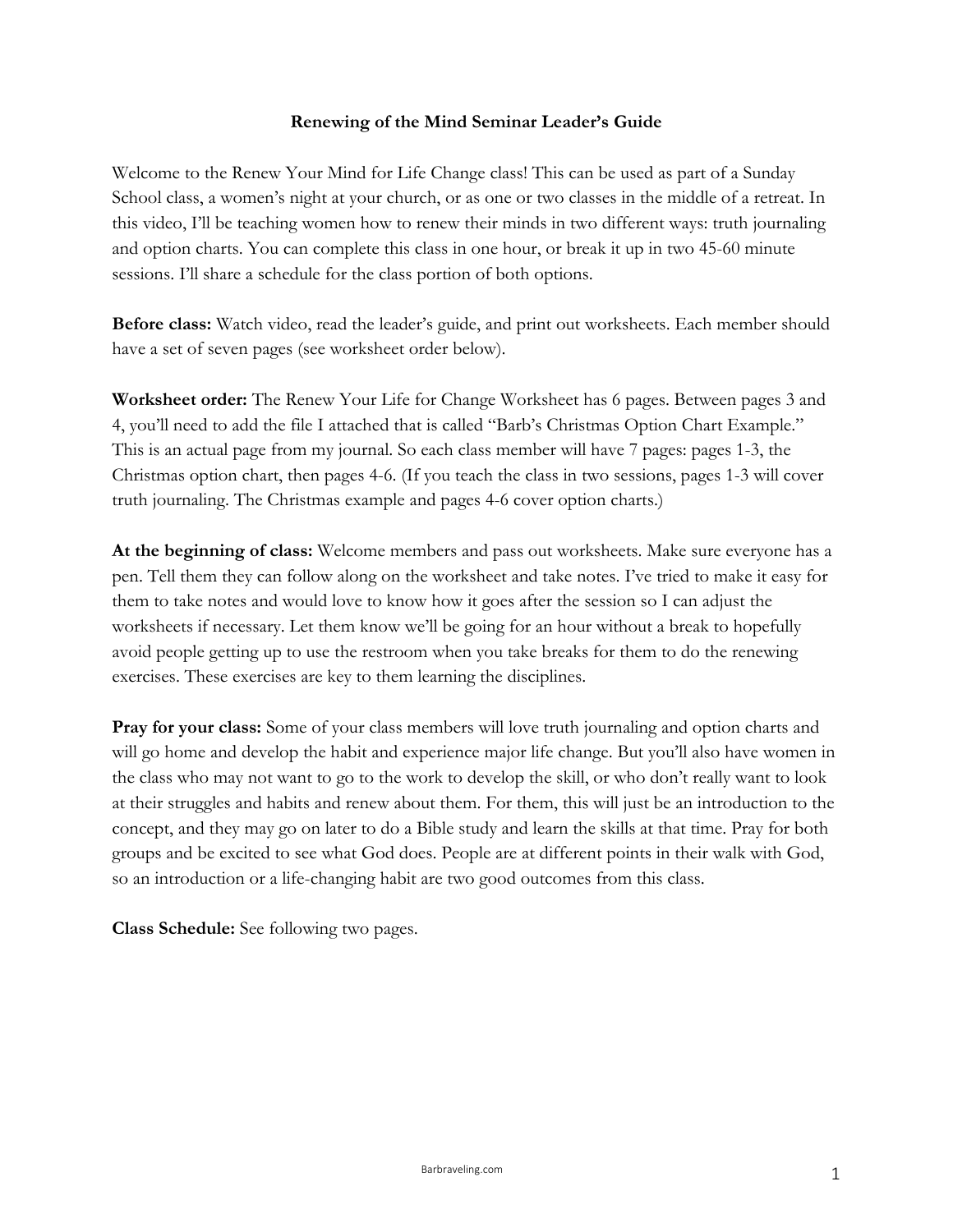# Renewing of the Mind Seminar Leader's Guide

Welcome to the Renew Your Mind for Life Change class! This can be used as part of a Sunday School class, a women's night at your church, or as one or two classes in the middle of a retreat. In this video, I'll be teaching women how to renew their minds in two different ways: truth journaling and option charts. You can complete this class in one hour, or break it up in two 45-60 minute sessions. I'll share a schedule for the class portion of both options.

**Before class:** Watch video, read the leader's guide, and print out worksheets. Each member should have a set of seven pages (see worksheet order below).

**Worksheet order:** The Renew Your Life for Change Worksheet has 6 pages. Between pages 3 and 4, you'll need to add the file I attached that is called "Barb's Christmas Option Chart Example." This is an actual page from my journal. So each class member will have 7 pages: pages 1-3, the Christmas option chart, then pages 4-6. (If you teach the class in two sessions, pages 1-3 will cover truth journaling. The Christmas example and pages 4-6 cover option charts.)

**At the beginning of class:** Welcome members and pass out worksheets. Make sure everyone has a pen. Tell them they can follow along on the worksheet and take notes. I've tried to make it easy for them to take notes and would love to know how it goes after the session so I can adjust the worksheets if necessary. Let them know we'll be going for an hour without a break to hopefully avoid people getting up to use the restroom when you take breaks for them to do the renewing exercises. These exercises are key to them learning the disciplines.

**Pray for your class:** Some of your class members will love truth journaling and option charts and will go home and develop the habit and experience major life change. But you'll also have women in the class who may not want to go to the work to develop the skill, or who don't really want to look at their struggles and habits and renew about them. For them, this will just be an introduction to the concept, and they may go on later to do a Bible study and learn the skills at that time. Pray for both groups and be excited to see what God does. People are at different points in their walk with God, so an introduction or a life-changing habit are two good outcomes from this class.

**Class Schedule:** See following two pages.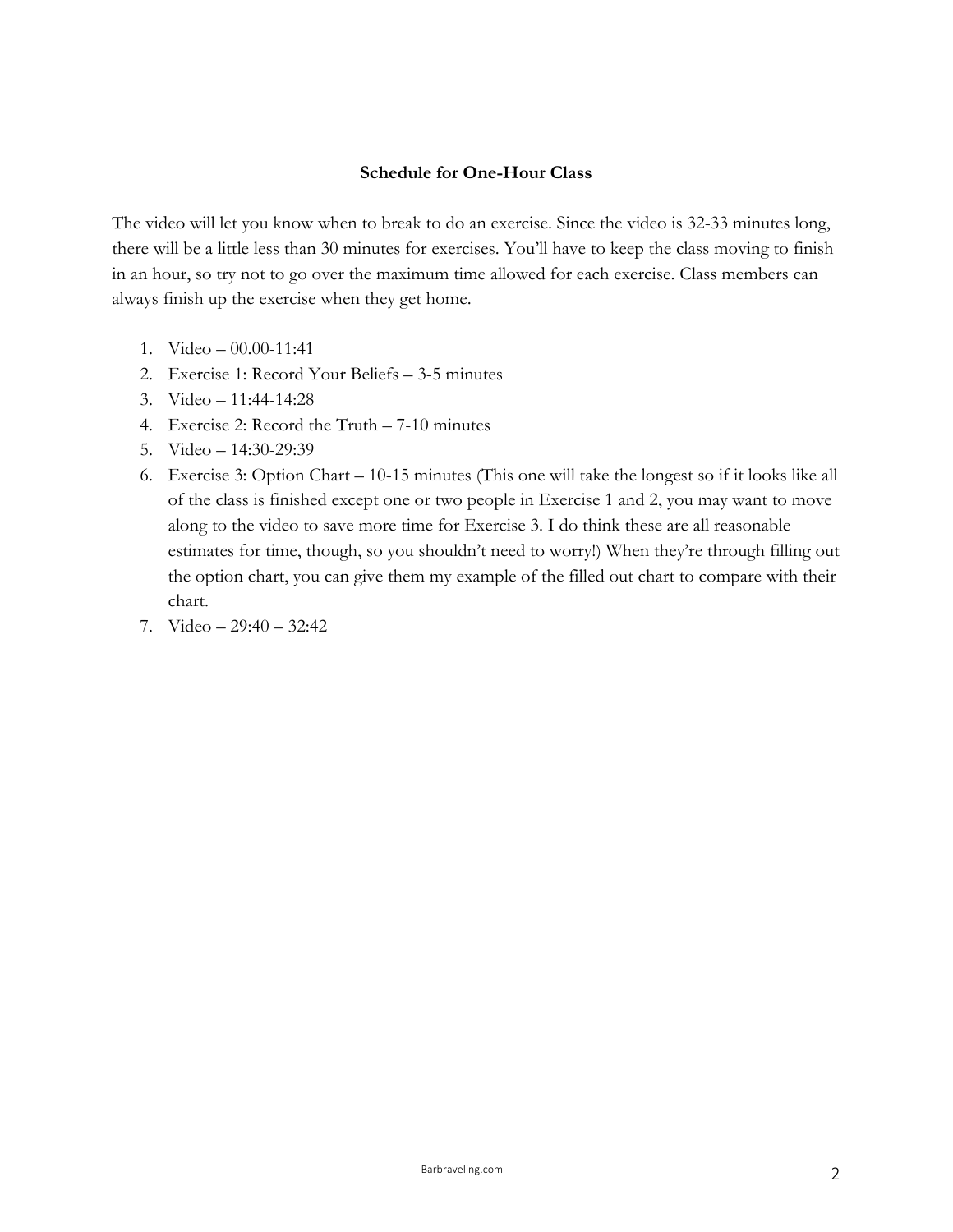## Schedule for One-Hour Class

The video will let you know when to break to do an exercise. Since the video is 32-33 minutes long, there will be a little less than 30 minutes for exercises. You'll have to keep the class moving to finish in an hour, so try not to go over the maximum time allowed for each exercise. Class members can always finish up the exercise when they get home.

1. Video – 00.00-11:41
2. Exercise 1: Record Your Beliefs – 3-5 minutes
3. Video – 11:44-14:28
4. Exercise 2: Record the Truth – 7-10 minutes
5. Video – 14:30-29:39
6. Exercise 3: Option Chart – 10-15 minutes (This one will take the longest so if it looks like all of the class is finished except one or two people in Exercise 1 and 2, you may want to move along to the video to save more time for Exercise 3. I do think these are all reasonable estimates for time, though, so you shouldn't need to worry!) When they're through filling out the option chart, you can give them my example of the filled out chart to compare with their chart.
7. Video – 29:40 – 32:42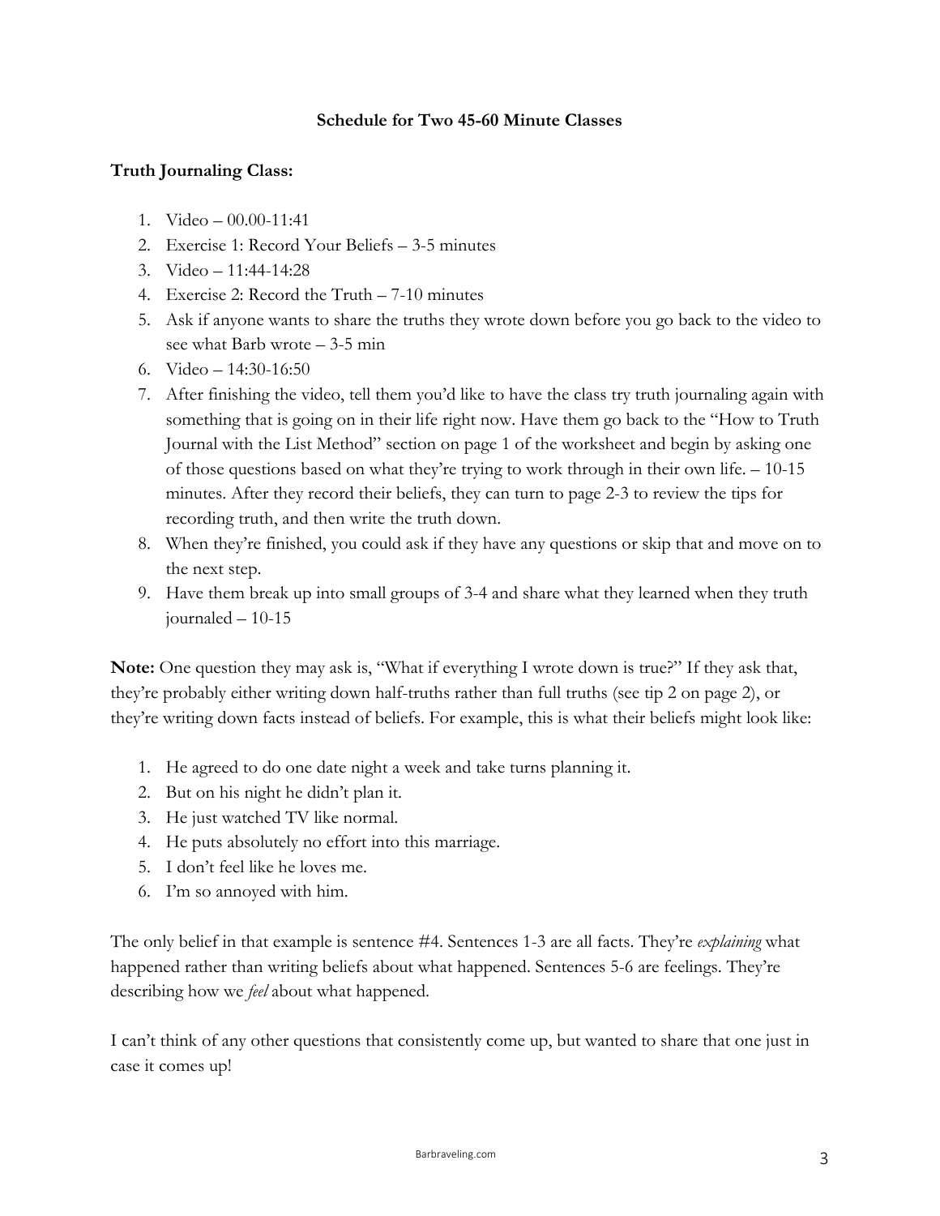**Schedule for Two 45-60 Minute Classes**

**Truth Journaling Class:**

1. Video – 00.00-11:41
2. Exercise 1: Record Your Beliefs – 3-5 minutes
3. Video – 11:44-14:28
4. Exercise 2: Record the Truth – 7-10 minutes
5. Ask if anyone wants to share the truths they wrote down before you go back to the video to see what Barb wrote – 3-5 min
6. Video – 14:30-16:50
7. After finishing the video, tell them you'd like to have the class try truth journaling again with something that is going on in their life right now. Have them go back to the "How to Truth Journal with the List Method" section on page 1 of the worksheet and begin by asking one of those questions based on what they're trying to work through in their own life. – 10-15 minutes. After they record their beliefs, they can turn to page 2-3 to review the tips for recording truth, and then write the truth down.
8. When they're finished, you could ask if they have any questions or skip that and move on to the next step.
9. Have them break up into small groups of 3-4 and share what they learned when they truth journaled – 10-15

**Note:** One question they may ask is, "What if everything I wrote down is true?" If they ask that, they're probably either writing down half-truths rather than full truths (see tip 2 on page 2), or they're writing down facts instead of beliefs. For example, this is what their beliefs might look like:

1. He agreed to do one date night a week and take turns planning it.
2. But on his night he didn't plan it.
3. He just watched TV like normal.
4. He puts absolutely no effort into this marriage.
5. I don't feel like he loves me.
6. I'm so annoyed with him.

The only belief in that example is sentence #4. Sentences 1-3 are all facts. They're *explaining* what happened rather than writing beliefs about what happened. Sentences 5-6 are feelings. They're describing how we *feel* about what happened.

I can't think of any other questions that consistently come up, but wanted to share that one just in case it comes up!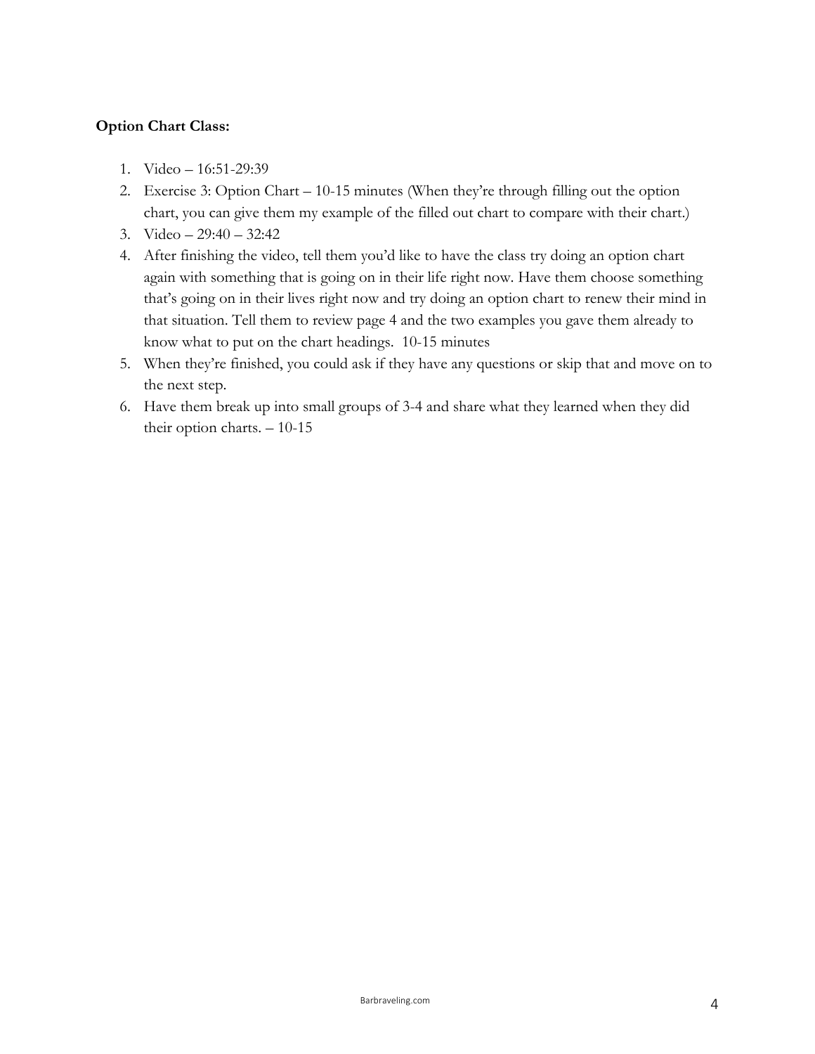**Option Chart Class:**

1. Video – 16:51-29:39
2. Exercise 3: Option Chart – 10-15 minutes (When they're through filling out the option chart, you can give them my example of the filled out chart to compare with their chart.)
3. Video – 29:40 – 32:42
4. After finishing the video, tell them you'd like to have the class try doing an option chart again with something that is going on in their life right now. Have them choose something that's going on in their lives right now and try doing an option chart to renew their mind in that situation. Tell them to review page 4 and the two examples you gave them already to know what to put on the chart headings. 10-15 minutes
5. When they're finished, you could ask if they have any questions or skip that and move on to the next step.
6. Have them break up into small groups of 3-4 and share what they learned when they did their option charts. – 10-15